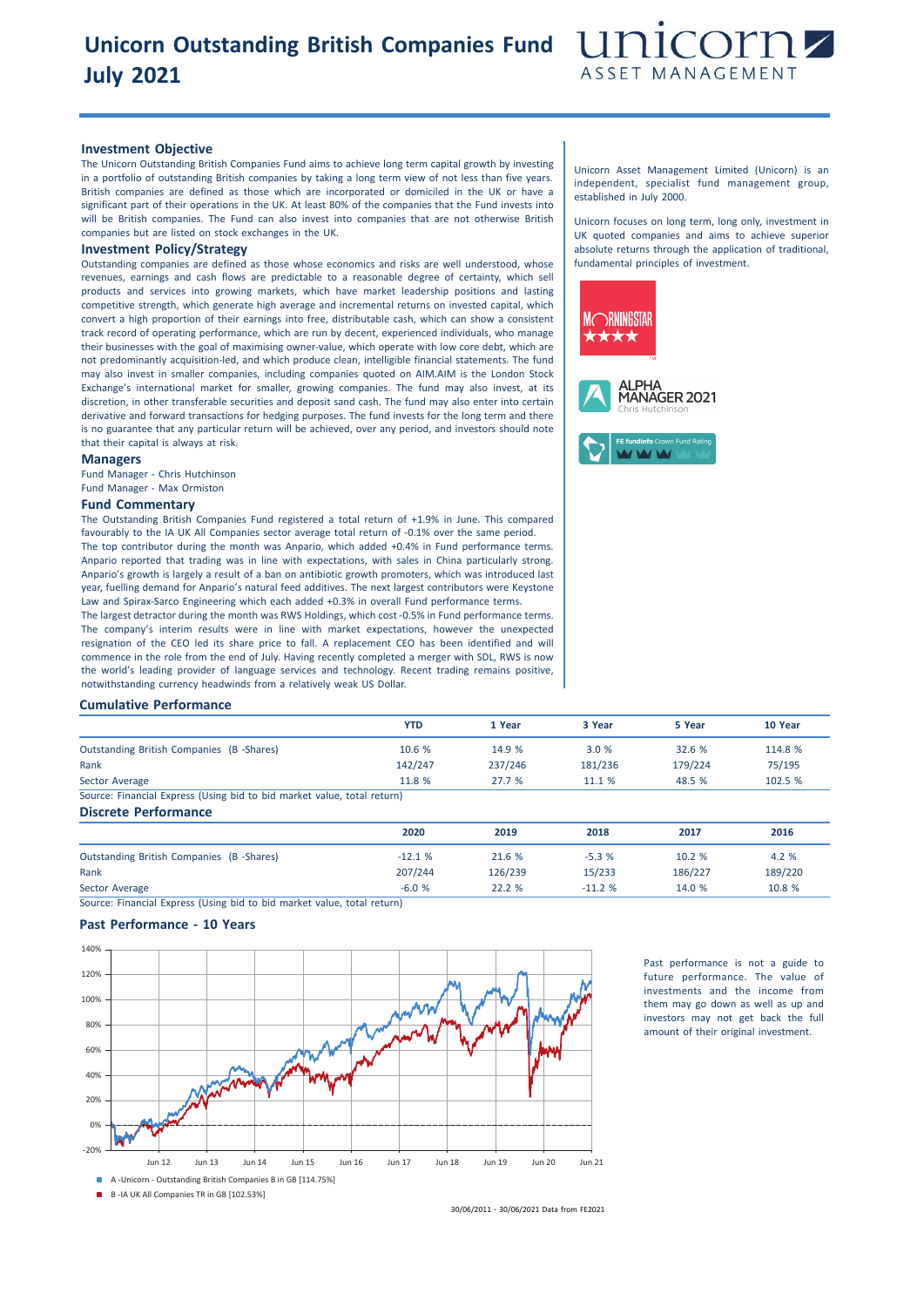# Unicorn Outstanding British Companies Fund July 2021

## Investment Objective

The Unicorn Outstanding British Companies Fund aims to achieve long term capital growth by investing in a portfolio of outstanding British companies by taking a long term view of not less than five years. British companies are defined as those which are incorporated or domiciled in the UK or have a significant part of their operations in the UK. At least 80% of the companies that the Fund invests into will be British companies. The Fund can also invest into companies that are not otherwise British companies but are listed on stock exchanges in the UK.

## Investment Policy/Strategy

Outstanding companies are defined as those whose economics and risks are well understood, whose revenues, earnings and cash flows are predictable to a reasonable degree of certainty, which sell products and services into growing markets, which have market leadership positions and lasting competitive strength, which generate high average and incremental returns on invested capital, which convert a high proportion of their earnings into free, distributable cash, which can show a consistent track record of operating performance, which are run by decent, experienced individuals, who manage their businesses with the goal of maximising owner-value, which operate with low core debt, which are not predominantly acquisition-led, and which produce clean, intelligible financial statements. The fund may also invest in smaller companies, including companies quoted on AIM.AIM is the London Stock Exchange's international market for smaller, growing companies. The fund may also invest, at its discretion, in other transferable securities and deposit sand cash. The fund may also enter into certain derivative and forward transactions for hedging purposes. The fund invests for the long term and there is no guarantee that any particular return will be achieved, over any period, and investors should note that their capital is always at risk.

## Managers

Fund Manager - Chris Hutchinson
Fund Manager - Max Ormiston

## Fund Commentary

The Outstanding British Companies Fund registered a total return of +1.9% in June. This compared favourably to the IA UK All Companies sector average total return of -0.1% over the same period.

The top contributor during the month was Anpario, which added +0.4% in Fund performance terms. Anpario reported that trading was in line with expectations, with sales in China particularly strong. Anpario's growth is largely a result of a ban on antibiotic growth promoters, which was introduced last year, fuelling demand for Anpario's natural feed additives. The next largest contributors were Keystone Law and Spirax-Sarco Engineering which each added +0.3% in overall Fund performance terms.

The largest detractor during the month was RWS Holdings, which cost -0.5% in Fund performance terms. The company's interim results were in line with market expectations, however the unexpected resignation of the CEO led its share price to fall. A replacement CEO has been identified and will commence in the role from the end of July. Having recently completed a merger with SDL, RWS is now the world's leading provider of language services and technology. Recent trading remains positive, notwithstanding currency headwinds from a relatively weak US Dollar.

Unicorn Asset Management Limited (Unicorn) is an independent, specialist fund management group, established in July 2000.

Unicorn focuses on long term, long only, investment in UK quoted companies and aims to achieve superior absolute returns through the application of traditional, fundamental principles of investment.

MORNINGSTAR ★★★★

ALPHA MANAGER 2021
Chris Hutchinson

FE fundinfo Crown Fund Rating

## Cumulative Performance

| | YTD | 1 Year | 3 Year | 5 Year | 10 Year |
|---|---|---|---|---|---|
| Outstanding British Companies (B -Shares) | 10.6 % | 14.9 % | 3.0 % | 32.6 % | 114.8 % |
| Rank | 142/247 | 237/246 | 181/236 | 179/224 | 75/195 |
| Sector Average | 11.8 % | 27.7 % | 11.1 % | 48.5 % | 102.5 % |

Source: Financial Express (Using bid to bid market value, total return)

## Discrete Performance

| | 2020 | 2019 | 2018 | 2017 | 2016 |
|---|---|---|---|---|---|
| Outstanding British Companies (B -Shares) | -12.1 % | 21.6 % | -5.3 % | 10.2 % | 4.2 % |
| Rank | 207/244 | 126/239 | 15/233 | 186/227 | 189/220 |
| Sector Average | -6.0 % | 22.2 % | -11.2 % | 14.0 % | 10.8 % |

Source: Financial Express (Using bid to bid market value, total return)

## Past Performance - 10 Years

A -Unicorn - Outstanding British Companies B in GB [114.75%]
B -IA UK All Companies TR in GB [102.53%]

30/06/2011 - 30/06/2021 Data from FE2021

Past performance is not a guide to future performance. The value of investments and the income from them may go down as well as up and investors may not get back the full amount of their original investment.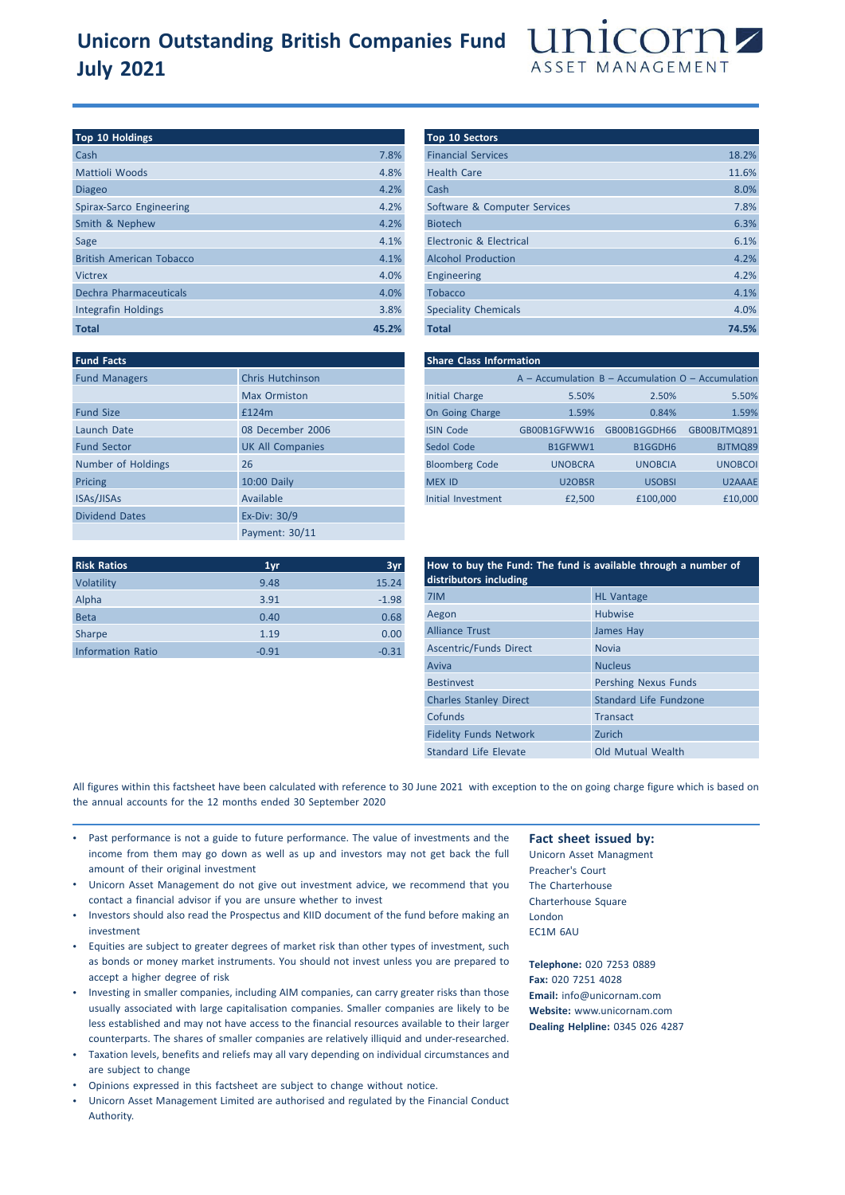# Unicorn Outstanding British Companies Fund July 2021

unicorn ASSET MANAGEMENT

| Top 10 Holdings | |
|---|---|
| Cash | 7.8% |
| Mattioli Woods | 4.8% |
| Diageo | 4.2% |
| Spirax-Sarco Engineering | 4.2% |
| Smith & Nephew | 4.2% |
| Sage | 4.1% |
| British American Tobacco | 4.1% |
| Victrex | 4.0% |
| Dechra Pharmaceuticals | 4.0% |
| Integrafin Holdings | 3.8% |
| **Total** | **45.2%** |

| Top 10 Sectors | |
|---|---|
| Financial Services | 18.2% |
| Health Care | 11.6% |
| Cash | 8.0% |
| Software & Computer Services | 7.8% |
| Biotech | 6.3% |
| Electronic & Electrical | 6.1% |
| Alcohol Production | 4.2% |
| Engineering | 4.2% |
| Tobacco | 4.1% |
| Speciality Chemicals | 4.0% |
| **Total** | **74.5%** |

| Fund Facts | |
|---|---|
| Fund Managers | Chris Hutchinson |
| | Max Ormiston |
| Fund Size | £124m |
| Launch Date | 08 December 2006 |
| Fund Sector | UK All Companies |
| Number of Holdings | 26 |
| Pricing | 10:00 Daily |
| ISAs/JISAs | Available |
| Dividend Dates | Ex-Div: 30/9 |
| | Payment: 30/11 |

| Share Class Information | A – Accumulation | B – Accumulation | O – Accumulation |
|---|---|---|---|
| Initial Charge | 5.50% | 2.50% | 5.50% |
| On Going Charge | 1.59% | 0.84% | 1.59% |
| ISIN Code | GB00B1GFWW16 | GB00B1GGDH66 | GB00BJTMQ891 |
| Sedol Code | B1GFWW1 | B1GGDH6 | BJTMQ89 |
| Bloomberg Code | UNOBCRA | UNOBCIA | UNOBCOI |
| MEX ID | U2OBSR | USOBSI | U2AAAE |
| Initial Investment | £2,500 | £100,000 | £10,000 |

| Risk Ratios | 1yr | 3yr |
|---|---|---|
| Volatility | 9.48 | 15.24 |
| Alpha | 3.91 | -1.98 |
| Beta | 0.40 | 0.68 |
| Sharpe | 1.19 | 0.00 |
| Information Ratio | -0.91 | -0.31 |

| How to buy the Fund: The fund is available through a number of distributors including | |
|---|---|
| 7IM | HL Vantage |
| Aegon | Hubwise |
| Alliance Trust | James Hay |
| Ascentric/Funds Direct | Novia |
| Aviva | Nucleus |
| Bestinvest | Pershing Nexus Funds |
| Charles Stanley Direct | Standard Life Fundzone |
| Cofunds | Transact |
| Fidelity Funds Network | Zurich |
| Standard Life Elevate | Old Mutual Wealth |

All figures within this factsheet have been calculated with reference to 30 June 2021 with exception to the on going charge figure which is based on the annual accounts for the 12 months ended 30 September 2020

- Past performance is not a guide to future performance. The value of investments and the income from them may go down as well as up and investors may not get back the full amount of their original investment
- Unicorn Asset Management do not give out investment advice, we recommend that you contact a financial advisor if you are unsure whether to invest
- Investors should also read the Prospectus and KIID document of the fund before making an investment
- Equities are subject to greater degrees of market risk than other types of investment, such as bonds or money market instruments. You should not invest unless you are prepared to accept a higher degree of risk
- Investing in smaller companies, including AIM companies, can carry greater risks than those usually associated with large capitalisation companies. Smaller companies are likely to be less established and may not have access to the financial resources available to their larger counterparts. The shares of smaller companies are relatively illiquid and under-researched.
- Taxation levels, benefits and reliefs may all vary depending on individual circumstances and are subject to change
- Opinions expressed in this factsheet are subject to change without notice.
- Unicorn Asset Management Limited are authorised and regulated by the Financial Conduct Authority.

**Fact sheet issued by:**
Unicorn Asset Managment
Preacher's Court
The Charterhouse
Charterhouse Square
London
EC1M 6AU

**Telephone:** 020 7253 0889
**Fax:** 020 7251 4028
**Email:** info@unicornam.com
**Website:** www.unicornam.com
**Dealing Helpline:** 0345 026 4287